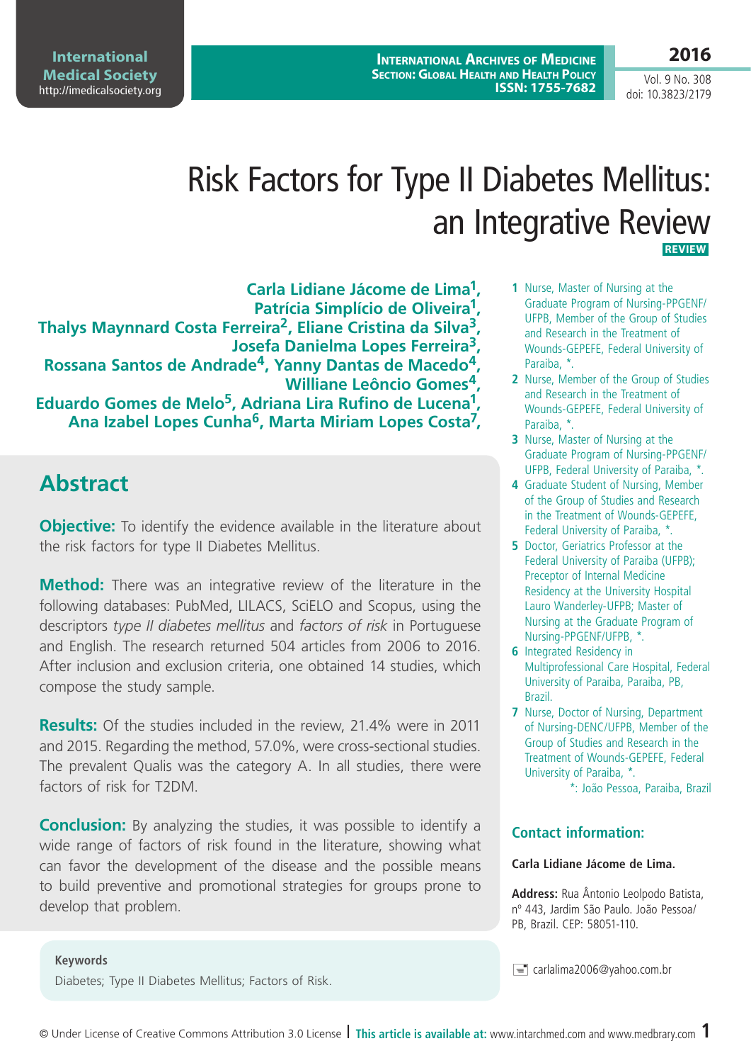# Risk Factors for Type II Diabetes Mellitus: an Integrative Review

**REVIEW**

**Carla Lidiane Jácome de Lima[1], Patrícia Simplício de Oliveira[1], Thalys Maynnard Costa Ferreira[2], Eliane Cristina da Silva[3], Josefa Danielma Lopes Ferreira[3], Rossana Santos de Andrade[4], Yanny Dantas de Macedo[4], Williane Leôncio Gomes[4], Eduardo Gomes de Melo[5], Adriana Lira Rufino de Lucena[1], Ana Izabel Lopes Cunha[6], Marta Miriam Lopes Costa[7],**

1. Nurse, Master of Nursing at the Graduate Program of Nursing-PPGENF/UFPB, Member of the Group of Studies and Research in the Treatment of Wounds-GEPEFE, Federal University of Paraiba, *.
2. Nurse, Member of the Group of Studies and Research in the Treatment of Wounds-GEPEFE, Federal University of Paraiba, *.
3. Nurse, Master of Nursing at the Graduate Program of Nursing-PPGENF/UFPB, Federal University of Paraiba, *.
4. Graduate Student of Nursing, Member of the Group of Studies and Research in the Treatment of Wounds-GEPEFE, Federal University of Paraiba, *.
5. Doctor, Geriatrics Professor at the Federal University of Paraiba (UFPB); Preceptor of Internal Medicine Residency at the University Hospital Lauro Wanderley-UFPB; Master of Nursing at the Graduate Program of Nursing-PPGENF/UFPB, *.
6. Integrated Residency in Multiprofessional Care Hospital, Federal University of Paraiba, Paraiba, PB, Brazil.
7. Nurse, Doctor of Nursing, Department of Nursing-DENC/UFPB, Member of the Group of Studies and Research in the Treatment of Wounds-GEPEFE, Federal University of Paraiba, *.

*: João Pessoa, Paraiba, Brazil

## Abstract

**Objective:** To identify the evidence available in the literature about the risk factors for type II Diabetes Mellitus.

**Method:** There was an integrative review of the literature in the following databases: PubMed, LILACS, SciELO and Scopus, using the descriptors *type II diabetes mellitus* and *factors of risk* in Portuguese and English. The research returned 504 articles from 2006 to 2016. After inclusion and exclusion criteria, one obtained 14 studies, which compose the study sample.

**Results:** Of the studies included in the review, 21.4% were in 2011 and 2015. Regarding the method, 57.0%, were cross-sectional studies. The prevalent Qualis was the category A. In all studies, there were factors of risk for T2DM.

**Conclusion:** By analyzing the studies, it was possible to identify a wide range of factors of risk found in the literature, showing what can favor the development of the disease and the possible means to build preventive and promotional strategies for groups prone to develop that problem.

### Keywords

Diabetes; Type II Diabetes Mellitus; Factors of Risk.

### Contact information:

**Carla Lidiane Jácome de Lima.**

**Address:** Rua Ântonio Leolpodo Batista, nº 443, Jardim São Paulo. João Pessoa/PB, Brazil. CEP: 58051-110.

carlalima2006@yahoo.com.br

© Under License of Creative Commons Attribution 3.0 License | **This article is available at:** www.intarchmed.com and www.medbrary.com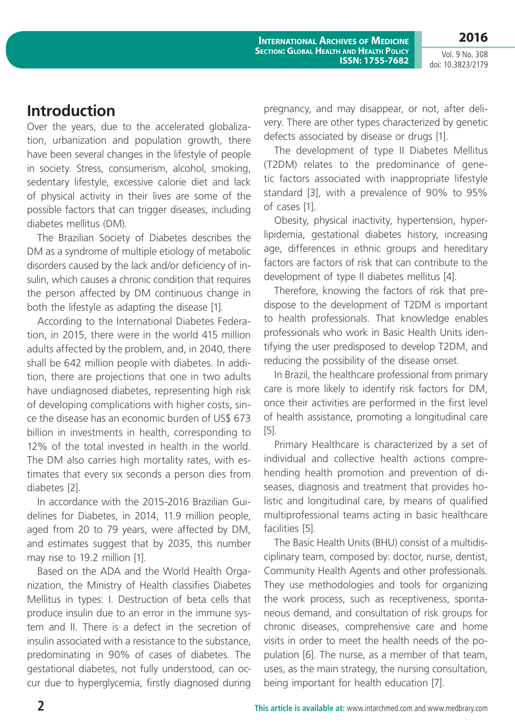## Introduction

Over the years, due to the accelerated globalization, urbanization and population growth, there have been several changes in the lifestyle of people in society. Stress, consumerism, alcohol, smoking, sedentary lifestyle, excessive calorie diet and lack of physical activity in their lives are some of the possible factors that can trigger diseases, including diabetes mellitus (DM).

The Brazilian Society of Diabetes describes the DM as a syndrome of multiple etiology of metabolic disorders caused by the lack and/or deficiency of insulin, which causes a chronic condition that requires the person affected by DM continuous change in both the lifestyle as adapting the disease [1].

According to the International Diabetes Federation, in 2015, there were in the world 415 million adults affected by the problem, and, in 2040, there shall be 642 million people with diabetes. In addition, there are projections that one in two adults have undiagnosed diabetes, representing high risk of developing complications with higher costs, since the disease has an economic burden of US$ 673 billion in investments in health, corresponding to 12% of the total invested in health in the world. The DM also carries high mortality rates, with estimates that every six seconds a person dies from diabetes [2].

In accordance with the 2015-2016 Brazilian Guidelines for Diabetes, in 2014, 11.9 million people, aged from 20 to 79 years, were affected by DM, and estimates suggest that by 2035, this number may rise to 19.2 million [1].

Based on the ADA and the World Health Organization, the Ministry of Health classifies Diabetes Mellitus in types: I. Destruction of beta cells that produce insulin due to an error in the immune system and II. There is a defect in the secretion of insulin associated with a resistance to the substance, predominating in 90% of cases of diabetes. The gestational diabetes, not fully understood, can occur due to hyperglycemia, firstly diagnosed during pregnancy, and may disappear, or not, after delivery. There are other types characterized by genetic defects associated by disease or drugs [1].

The development of type II Diabetes Mellitus (T2DM) relates to the predominance of genetic factors associated with inappropriate lifestyle standard [3], with a prevalence of 90% to 95% of cases [1].

Obesity, physical inactivity, hypertension, hyperlipidemia, gestational diabetes history, increasing age, differences in ethnic groups and hereditary factors are factors of risk that can contribute to the development of type II diabetes mellitus [4].

Therefore, knowing the factors of risk that predispose to the development of T2DM is important to health professionals. That knowledge enables professionals who work in Basic Health Units identifying the user predisposed to develop T2DM, and reducing the possibility of the disease onset.

In Brazil, the healthcare professional from primary care is more likely to identify risk factors for DM, once their activities are performed in the first level of health assistance, promoting a longitudinal care [5].

Primary Healthcare is characterized by a set of individual and collective health actions comprehending health promotion and prevention of diseases, diagnosis and treatment that provides holistic and longitudinal care, by means of qualified multiprofessional teams acting in basic healthcare facilities [5].

The Basic Health Units (BHU) consist of a multidisciplinary team, composed by: doctor, nurse, dentist, Community Health Agents and other professionals. They use methodologies and tools for organizing the work process, such as receptiveness, spontaneous demand, and consultation of risk groups for chronic diseases, comprehensive care and home visits in order to meet the health needs of the population [6]. The nurse, as a member of that team, uses, as the main strategy, the nursing consultation, being important for health education [7].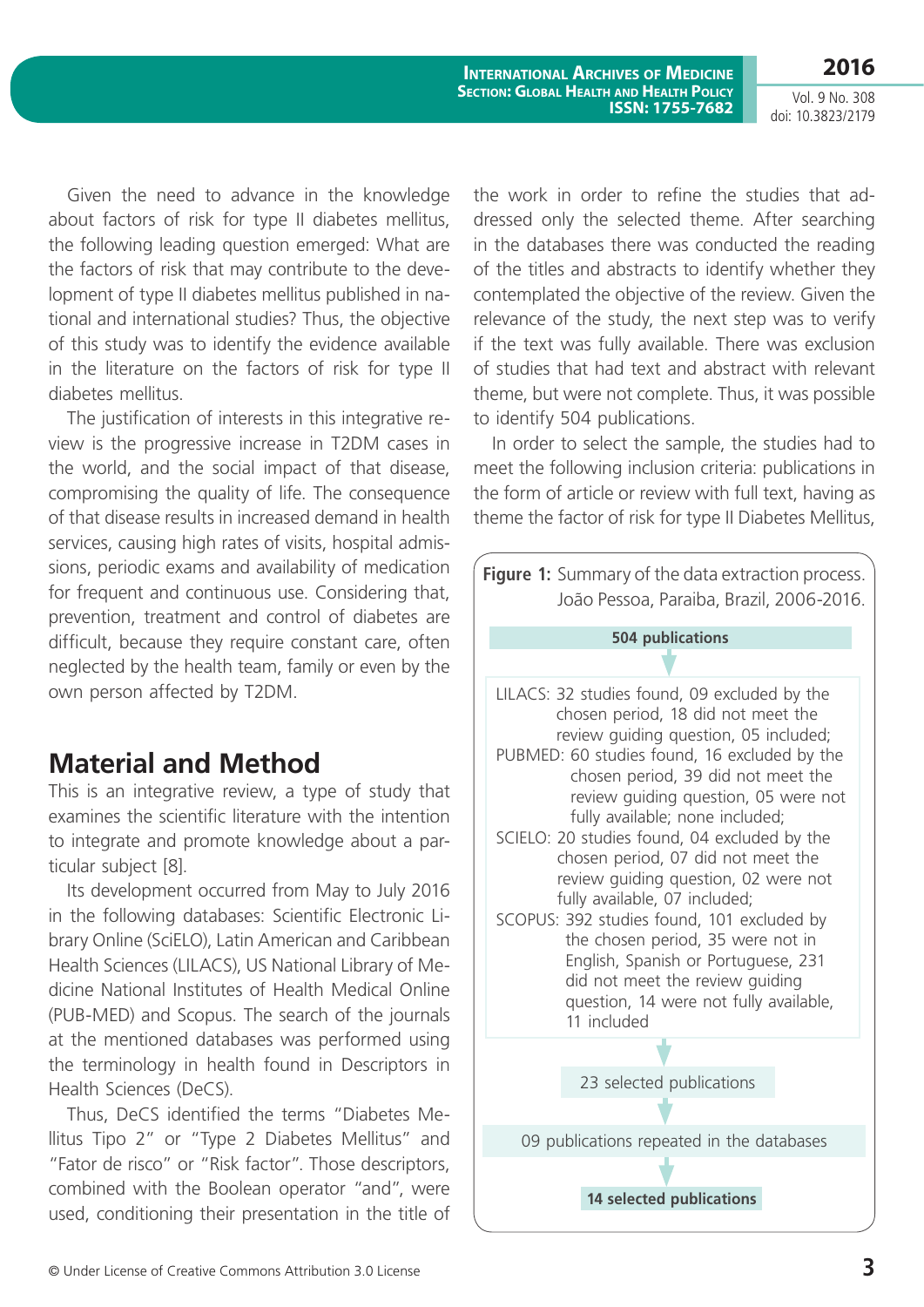Given the need to advance in the knowledge about factors of risk for type II diabetes mellitus, the following leading question emerged: What are the factors of risk that may contribute to the development of type II diabetes mellitus published in national and international studies? Thus, the objective of this study was to identify the evidence available in the literature on the factors of risk for type II diabetes mellitus.

The justification of interests in this integrative review is the progressive increase in T2DM cases in the world, and the social impact of that disease, compromising the quality of life. The consequence of that disease results in increased demand in health services, causing high rates of visits, hospital admissions, periodic exams and availability of medication for frequent and continuous use. Considering that, prevention, treatment and control of diabetes are difficult, because they require constant care, often neglected by the health team, family or even by the own person affected by T2DM.

## Material and Method

This is an integrative review, a type of study that examines the scientific literature with the intention to integrate and promote knowledge about a particular subject [8].

Its development occurred from May to July 2016 in the following databases: Scientific Electronic Library Online (SciELO), Latin American and Caribbean Health Sciences (LILACS), US National Library of Medicine National Institutes of Health Medical Online (PUB-MED) and Scopus. The search of the journals at the mentioned databases was performed using the terminology in health found in Descriptors in Health Sciences (DeCS).

Thus, DeCS identified the terms "Diabetes Mellitus Tipo 2" or "Type 2 Diabetes Mellitus" and "Fator de risco" or "Risk factor". Those descriptors, combined with the Boolean operator "and", were used, conditioning their presentation in the title of the work in order to refine the studies that addressed only the selected theme. After searching in the databases there was conducted the reading of the titles and abstracts to identify whether they contemplated the objective of the review. Given the relevance of the study, the next step was to verify if the text was fully available. There was exclusion of studies that had text and abstract with relevant theme, but were not complete. Thus, it was possible to identify 504 publications.

In order to select the sample, the studies had to meet the following inclusion criteria: publications in the form of article or review with full text, having as theme the factor of risk for type II Diabetes Mellitus,

**Figure 1:** Summary of the data extraction process. João Pessoa, Paraiba, Brazil, 2006-2016.

**504 publications**

↓

LILACS: 32 studies found, 09 excluded by the chosen period, 18 did not meet the review guiding question, 05 included;
PUBMED: 60 studies found, 16 excluded by the chosen period, 39 did not meet the review guiding question, 05 were not fully available; none included;
SCIELO: 20 studies found, 04 excluded by the chosen period, 07 did not meet the review guiding question, 02 were not fully available, 07 included;
SCOPUS: 392 studies found, 101 excluded by the chosen period, 35 were not in English, Spanish or Portuguese, 231 did not meet the review guiding question, 14 were not fully available, 11 included

↓

23 selected publications

↓

09 publications repeated in the databases

↓

**14 selected publications**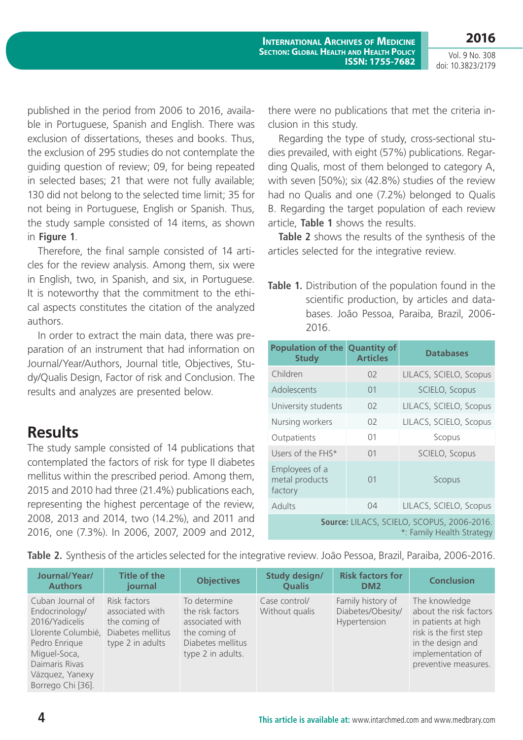published in the period from 2006 to 2016, available in Portuguese, Spanish and English. There was exclusion of dissertations, theses and books. Thus, the exclusion of 295 studies do not contemplate the guiding question of review; 09, for being repeated in selected bases; 21 that were not fully available; 130 did not belong to the selected time limit; 35 for not being in Portuguese, English or Spanish. Thus, the study sample consisted of 14 items, as shown in **Figure 1**.

Therefore, the final sample consisted of 14 articles for the review analysis. Among them, six were in English, two, in Spanish, and six, in Portuguese. It is noteworthy that the commitment to the ethical aspects constitutes the citation of the analyzed authors.

In order to extract the main data, there was preparation of an instrument that had information on Journal/Year/Authors, Journal title, Objectives, Study/Qualis Design, Factor of risk and Conclusion. The results and analyzes are presented below.

## Results

The study sample consisted of 14 publications that contemplated the factors of risk for type II diabetes mellitus within the prescribed period. Among them, 2015 and 2010 had three (21.4%) publications each, representing the highest percentage of the review, 2008, 2013 and 2014, two (14.2%), and 2011 and 2016, one (7.3%). In 2006, 2007, 2009 and 2012, there were no publications that met the criteria inclusion in this study.

Regarding the type of study, cross-sectional studies prevailed, with eight (57%) publications. Regarding Qualis, most of them belonged to category A, with seven [50%); six (42.8%) studies of the review had no Qualis and one (7.2%) belonged to Qualis B. Regarding the target population of each review article, **Table 1** shows the results.

**Table 2** shows the results of the synthesis of the articles selected for the integrative review.

**Table 1.** Distribution of the population found in the scientific production, by articles and databases. João Pessoa, Paraiba, Brazil, 2006-2016.

| Population of the Study | Quantity of Articles | Databases |
|---|---|---|
| Children | 02 | LILACS, SCIELO, Scopus |
| Adolescents | 01 | SCIELO, Scopus |
| University students | 02 | LILACS, SCIELO, Scopus |
| Nursing workers | 02 | LILACS, SCIELO, Scopus |
| Outpatients | 01 | Scopus |
| Users of the FHS* | 01 | SCIELO, Scopus |
| Employees of a metal products factory | 01 | Scopus |
| Adults | 04 | LILACS, SCIELO, Scopus |

**Source:** LILACS, SCIELO, SCOPUS, 2006-2016.
*: Family Health Strategy

**Table 2.** Synthesis of the articles selected for the integrative review. João Pessoa, Brazil, Paraiba, 2006-2016.

| Journal/Year/ Authors | Title of the journal | Objectives | Study design/ Qualis | Risk factors for DM2 | Conclusion |
|---|---|---|---|---|---|
| Cuban Journal of Endocrinology/ 2016/Yadicelis Llorente Columbié, Pedro Enrique Miguel-Soca, Daimaris Rivas Vázquez, Yanexy Borrego Chi [36]. | Risk factors associated with the coming of Diabetes mellitus type 2 in adults | To determine the risk factors associated with the coming of Diabetes mellitus type 2 in adults. | Case control/ Without qualis | Family history of Diabetes/Obesity/ Hypertension | The knowledge about the risk factors in patients at high risk is the first step in the design and implementation of preventive measures. |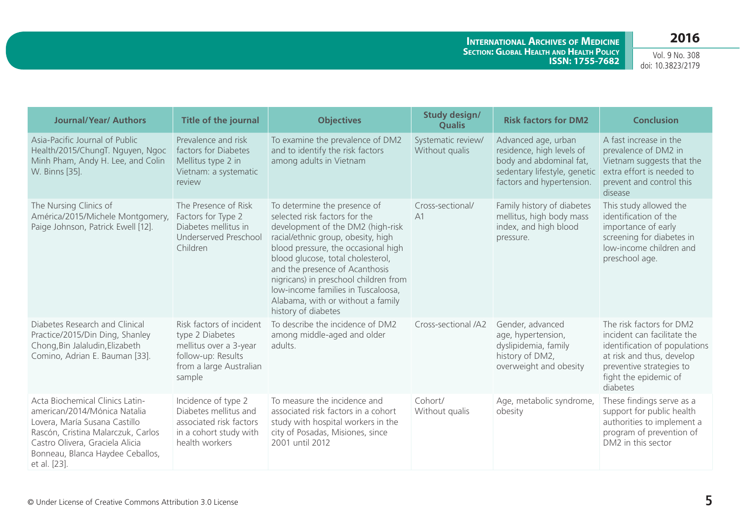| Journal/Year/ Authors | Title of the journal | Objectives | Study design/ Qualis | Risk factors for DM2 | Conclusion |
|---|---|---|---|---|---|
| Asia-Pacific Journal of Public Health/2015/ChungT. Nguyen, Ngoc Minh Pham, Andy H. Lee, and Colin W. Binns [35]. | Prevalence and risk factors for Diabetes Mellitus type 2 in Vietnam: a systematic review | To examine the prevalence of DM2 and to identify the risk factors among adults in Vietnam | Systematic review/ Without qualis | Advanced age, urban residence, high levels of body and abdominal fat, sedentary lifestyle, genetic factors and hypertension. | A fast increase in the prevalence of DM2 in Vietnam suggests that the extra effort is needed to prevent and control this disease |
| The Nursing Clinics of América/2015/Michele Montgomery, Paige Johnson, Patrick Ewell [12]. | The Presence of Risk Factors for Type 2 Diabetes mellitus in Underserved Preschool Children | To determine the presence of selected risk factors for the development of the DM2 (high-risk racial/ethnic group, obesity, high blood pressure, the occasional high blood glucose, total cholesterol, and the presence of Acanthosis nigricans) in preschool children from low-income families in Tuscaloosa, Alabama, with or without a family history of diabetes | Cross-sectional/ A1 | Family history of diabetes mellitus, high body mass index, and high blood pressure. | This study allowed the identification of the importance of early screening for diabetes in low-income children and preschool age. |
| Diabetes Research and Clinical Practice/2015/Din Ding, Shanley Chong,Bin Jalaludin,Elizabeth Comino, Adrian E. Bauman [33]. | Risk factors of incident type 2 Diabetes mellitus over a 3-year follow-up: Results from a large Australian sample | To describe the incidence of DM2 among middle-aged and older adults. | Cross-sectional /A2 | Gender, advanced age, hypertension, dyslipidemia, family history of DM2, overweight and obesity | The risk factors for DM2 incident can facilitate the identification of populations at risk and thus, develop preventive strategies to fight the epidemic of diabetes |
| Acta Biochemical Clinics Latin-american/2014/Mónica Natalia Lovera, María Susana Castillo Rascón, Cristina Malarczuk, Carlos Castro Olivera, Graciela Alicia Bonneau, Blanca Haydee Ceballos, et al. [23]. | Incidence of type 2 Diabetes mellitus and associated risk factors in a cohort study with health workers | To measure the incidence and associated risk factors in a cohort study with hospital workers in the city of Posadas, Misiones, since 2001 until 2012 | Cohort/ Without qualis | Age, metabolic syndrome, obesity | These findings serve as a support for public health authorities to implement a program of prevention of DM2 in this sector |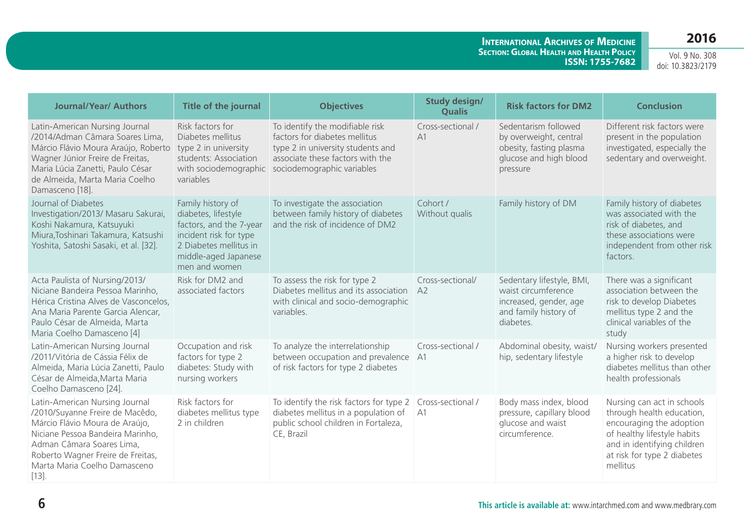| Journal/Year/ Authors | Title of the journal | Objectives | Study design/ Qualis | Risk factors for DM2 | Conclusion |
|---|---|---|---|---|---|
| Latin-American Nursing Journal /2014/Adman Câmara Soares Lima, Márcio Flávio Moura Araújo, Roberto Wagner Júnior Freire de Freitas, Maria Lúcia Zanetti, Paulo César de Almeida, Marta Maria Coelho Damasceno [18]. | Risk factors for Diabetes mellitus type 2 in university students: Association with sociodemographic variables | To identify the modifiable risk factors for diabetes mellitus type 2 in university students and associate these factors with the sociodemographic variables | Cross-sectional / A1 | Sedentarism followed by overweight, central obesity, fasting plasma glucose and high blood pressure | Different risk factors were present in the population investigated, especially the sedentary and overweight. |
| Journal of Diabetes Investigation/2013/ Masaru Sakurai, Koshi Nakamura, Katsuyuki Miura,Toshinari Takamura, Katsushi Yoshita, Satoshi Sasaki, et al. [32]. | Family history of diabetes, lifestyle factors, and the 7-year incident risk for type 2 Diabetes mellitus in middle-aged Japanese men and women | To investigate the association between family history of diabetes and the risk of incidence of DM2 | Cohort / Without qualis | Family history of DM | Family history of diabetes was associated with the risk of diabetes, and these associations were independent from other risk factors. |
| Acta Paulista of Nursing/2013/ Niciane Bandeira Pessoa Marinho, Hérica Cristina Alves de Vasconcelos, Ana Maria Parente Garcia Alencar, Paulo César de Almeida, Marta Maria Coelho Damasceno [4] | Risk for DM2 and associated factors | To assess the risk for type 2 Diabetes mellitus and its association with clinical and socio-demographic variables. | Cross-sectional/ A2 | Sedentary lifestyle, BMI, waist circumference increased, gender, age and family history of diabetes. | There was a significant association between the risk to develop Diabetes mellitus type 2 and the clinical variables of the study |
| Latin-American Nursing Journal /2011/Vitória de Cássia Félix de Almeida, Maria Lúcia Zanetti, Paulo César de Almeida,Marta Maria Coelho Damasceno [24]. | Occupation and risk factors for type 2 diabetes: Study with nursing workers | To analyze the interrelationship between occupation and prevalence of risk factors for type 2 diabetes | Cross-sectional / A1 | Abdominal obesity, waist/ hip, sedentary lifestyle | Nursing workers presented a higher risk to develop diabetes mellitus than other health professionals |
| Latin-American Nursing Journal /2010/Suyanne Freire de Macêdo, Márcio Flávio Moura de Araújo, Niciane Pessoa Bandeira Marinho, Adman Câmara Soares Lima, Roberto Wagner Freire de Freitas, Marta Maria Coelho Damasceno [13]. | Risk factors for diabetes mellitus type 2 in children | To identify the risk factors for type 2 diabetes mellitus in a population of public school children in Fortaleza, CE, Brazil | Cross-sectional / A1 | Body mass index, blood pressure, capillary blood glucose and waist circumference. | Nursing can act in schools through health education, encouraging the adoption of healthy lifestyle habits and in identifying children at risk for type 2 diabetes mellitus |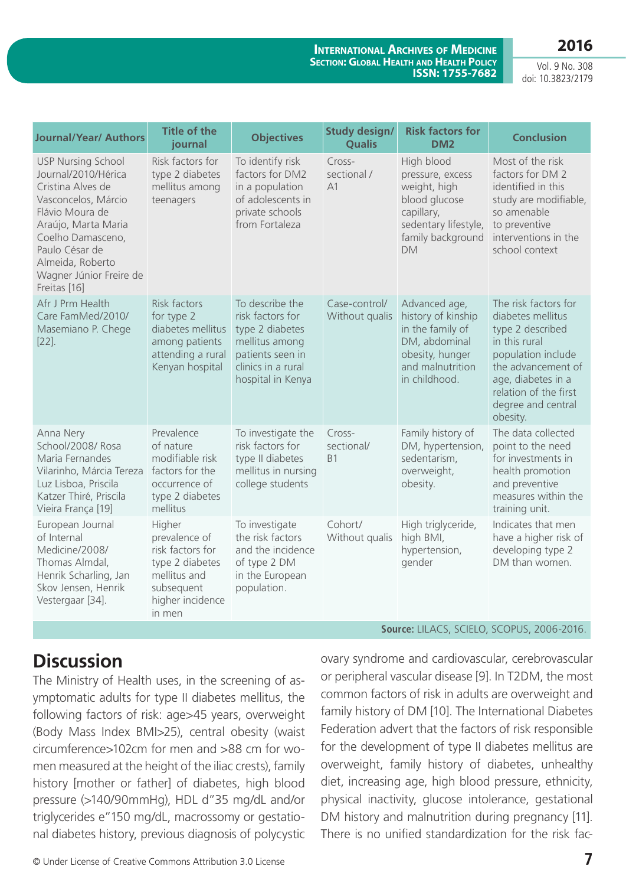| Journal/Year/ Authors | Title of the journal | Objectives | Study design/ Qualis | Risk factors for DM2 | Conclusion |
|---|---|---|---|---|---|
| USP Nursing School Journal/2010/Hérica Cristina Alves de Vasconcelos, Márcio Flávio Moura de Araújo, Marta Maria Coelho Damasceno, Paulo César de Almeida, Roberto Wagner Júnior Freire de Freitas [16] | Risk factors for type 2 diabetes mellitus among teenagers | To identify risk factors for DM2 in a population of adolescents in private schools from Fortaleza | Cross-sectional / A1 | High blood pressure, excess weight, high blood glucose capillary, sedentary lifestyle, family background DM | Most of the risk factors for DM 2 identified in this study are modifiable, so amenable to preventive interventions in the school context |
| Afr J Prm Health Care FamMed/2010/ Masemiano P. Chege [22]. | Risk factors for type 2 diabetes mellitus among patients attending a rural Kenyan hospital | To describe the risk factors for type 2 diabetes mellitus among patients seen in clinics in a rural hospital in Kenya | Case-control/ Without qualis | Advanced age, history of kinship in the family of DM, abdominal obesity, hunger and malnutrition in childhood. | The risk factors for diabetes mellitus type 2 described in this rural population include the advancement of age, diabetes in a relation of the first degree and central obesity. |
| Anna Nery School/2008/ Rosa Maria Fernandes Vilarinho, Márcia Tereza Luz Lisboa, Priscila Katzer Thiré, Priscila Vieira França [19] | Prevalence of nature modifiable risk factors for the occurrence of type 2 diabetes mellitus | To investigate the risk factors for type II diabetes mellitus in nursing college students | Cross-sectional/ B1 | Family history of DM, hypertension, sedentarism, overweight, obesity. | The data collected point to the need for investments in health promotion and preventive measures within the training unit. |
| European Journal of Internal Medicine/2008/ Thomas Almdal, Henrik Scharling, Jan Skov Jensen, Henrik Vestergaar [34]. | Higher prevalence of risk factors for type 2 diabetes mellitus and subsequent higher incidence in men | To investigate the risk factors and the incidence of type 2 DM in the European population. | Cohort/ Without qualis | High triglyceride, high BMI, hypertension, gender | Indicates that men have a higher risk of developing type 2 DM than women. |

**Source:** LILACS, SCIELO, SCOPUS, 2006-2016.

## Discussion

The Ministry of Health uses, in the screening of asymptomatic adults for type II diabetes mellitus, the following factors of risk: age>45 years, overweight (Body Mass Index BMI>25), central obesity (waist circumference>102cm for men and >88 cm for women measured at the height of the iliac crests), family history [mother or father] of diabetes, high blood pressure (>140/90mmHg), HDL d"35 mg/dL and/or triglycerides e"150 mg/dL, macrossomy or gestational diabetes history, previous diagnosis of polycystic ovary syndrome and cardiovascular, cerebrovascular or peripheral vascular disease [9]. In T2DM, the most common factors of risk in adults are overweight and family history of DM [10]. The International Diabetes Federation advert that the factors of risk responsible for the development of type II diabetes mellitus are overweight, family history of diabetes, unhealthy diet, increasing age, high blood pressure, ethnicity, physical inactivity, glucose intolerance, gestational DM history and malnutrition during pregnancy [11]. There is no unified standardization for the risk fac-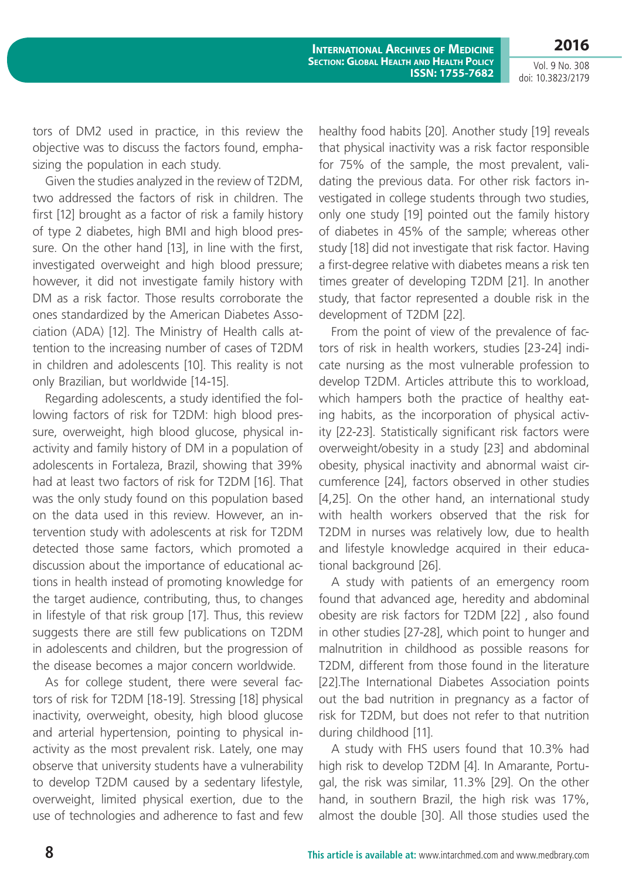tors of DM2 used in practice, in this review the objective was to discuss the factors found, emphasizing the population in each study.

Given the studies analyzed in the review of T2DM, two addressed the factors of risk in children. The first [12] brought as a factor of risk a family history of type 2 diabetes, high BMI and high blood pressure. On the other hand [13], in line with the first, investigated overweight and high blood pressure; however, it did not investigate family history with DM as a risk factor. Those results corroborate the ones standardized by the American Diabetes Association (ADA) [12]. The Ministry of Health calls attention to the increasing number of cases of T2DM in children and adolescents [10]. This reality is not only Brazilian, but worldwide [14-15].

Regarding adolescents, a study identified the following factors of risk for T2DM: high blood pressure, overweight, high blood glucose, physical inactivity and family history of DM in a population of adolescents in Fortaleza, Brazil, showing that 39% had at least two factors of risk for T2DM [16]. That was the only study found on this population based on the data used in this review. However, an intervention study with adolescents at risk for T2DM detected those same factors, which promoted a discussion about the importance of educational actions in health instead of promoting knowledge for the target audience, contributing, thus, to changes in lifestyle of that risk group [17]. Thus, this review suggests there are still few publications on T2DM in adolescents and children, but the progression of the disease becomes a major concern worldwide.

As for college student, there were several factors of risk for T2DM [18-19]. Stressing [18] physical inactivity, overweight, obesity, high blood glucose and arterial hypertension, pointing to physical inactivity as the most prevalent risk. Lately, one may observe that university students have a vulnerability to develop T2DM caused by a sedentary lifestyle, overweight, limited physical exertion, due to the use of technologies and adherence to fast and few healthy food habits [20]. Another study [19] reveals that physical inactivity was a risk factor responsible for 75% of the sample, the most prevalent, validating the previous data. For other risk factors investigated in college students through two studies, only one study [19] pointed out the family history of diabetes in 45% of the sample; whereas other study [18] did not investigate that risk factor. Having a first-degree relative with diabetes means a risk ten times greater of developing T2DM [21]. In another study, that factor represented a double risk in the development of T2DM [22].

From the point of view of the prevalence of factors of risk in health workers, studies [23-24] indicate nursing as the most vulnerable profession to develop T2DM. Articles attribute this to workload, which hampers both the practice of healthy eating habits, as the incorporation of physical activity [22-23]. Statistically significant risk factors were overweight/obesity in a study [23] and abdominal obesity, physical inactivity and abnormal waist circumference [24], factors observed in other studies [4,25]. On the other hand, an international study with health workers observed that the risk for T2DM in nurses was relatively low, due to health and lifestyle knowledge acquired in their educational background [26].

A study with patients of an emergency room found that advanced age, heredity and abdominal obesity are risk factors for T2DM [22] , also found in other studies [27-28], which point to hunger and malnutrition in childhood as possible reasons for T2DM, different from those found in the literature [22].The International Diabetes Association points out the bad nutrition in pregnancy as a factor of risk for T2DM, but does not refer to that nutrition during childhood [11].

A study with FHS users found that 10.3% had high risk to develop T2DM [4]. In Amarante, Portugal, the risk was similar, 11.3% [29]. On the other hand, in southern Brazil, the high risk was 17%, almost the double [30]. All those studies used the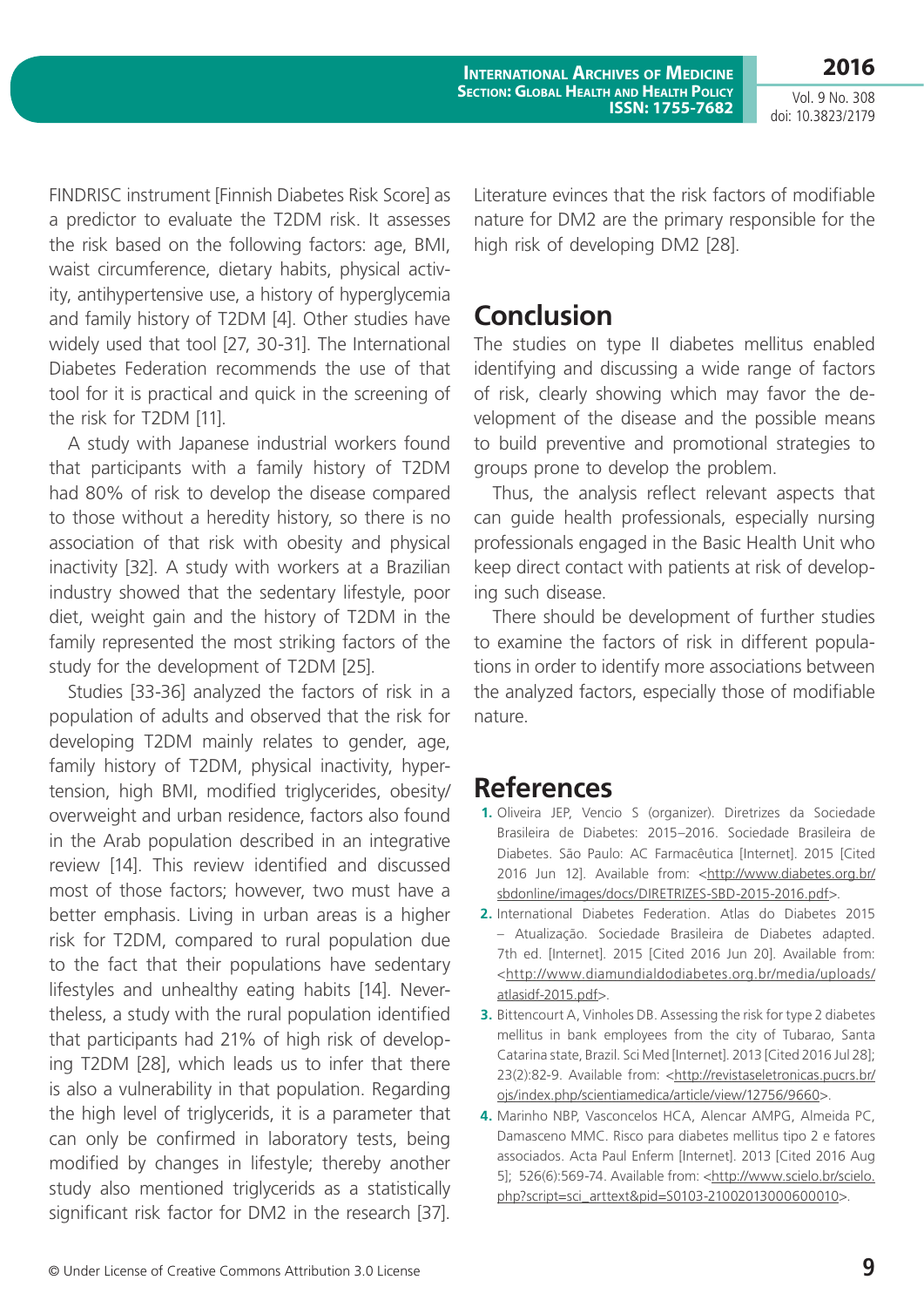FINDRISC instrument [Finnish Diabetes Risk Score] as a predictor to evaluate the T2DM risk. It assesses the risk based on the following factors: age, BMI, waist circumference, dietary habits, physical activity, antihypertensive use, a history of hyperglycemia and family history of T2DM [4]. Other studies have widely used that tool [27, 30-31]. The International Diabetes Federation recommends the use of that tool for it is practical and quick in the screening of the risk for T2DM [11].

A study with Japanese industrial workers found that participants with a family history of T2DM had 80% of risk to develop the disease compared to those without a heredity history, so there is no association of that risk with obesity and physical inactivity [32]. A study with workers at a Brazilian industry showed that the sedentary lifestyle, poor diet, weight gain and the history of T2DM in the family represented the most striking factors of the study for the development of T2DM [25].

Studies [33-36] analyzed the factors of risk in a population of adults and observed that the risk for developing T2DM mainly relates to gender, age, family history of T2DM, physical inactivity, hypertension, high BMI, modified triglycerides, obesity/overweight and urban residence, factors also found in the Arab population described in an integrative review [14]. This review identified and discussed most of those factors; however, two must have a better emphasis. Living in urban areas is a higher risk for T2DM, compared to rural population due to the fact that their populations have sedentary lifestyles and unhealthy eating habits [14]. Nevertheless, a study with the rural population identified that participants had 21% of high risk of developing T2DM [28], which leads us to infer that there is also a vulnerability in that population. Regarding the high level of triglycerids, it is a parameter that can only be confirmed in laboratory tests, being modified by changes in lifestyle; thereby another study also mentioned triglycerids as a statistically significant risk factor for DM2 in the research [37]. Literature evinces that the risk factors of modifiable nature for DM2 are the primary responsible for the high risk of developing DM2 [28].

## Conclusion

The studies on type II diabetes mellitus enabled identifying and discussing a wide range of factors of risk, clearly showing which may favor the development of the disease and the possible means to build preventive and promotional strategies to groups prone to develop the problem.

Thus, the analysis reflect relevant aspects that can guide health professionals, especially nursing professionals engaged in the Basic Health Unit who keep direct contact with patients at risk of developing such disease.

There should be development of further studies to examine the factors of risk in different populations in order to identify more associations between the analyzed factors, especially those of modifiable nature.

## References

1. Oliveira JEP, Vencio S (organizer). Diretrizes da Sociedade Brasileira de Diabetes: 2015–2016. Sociedade Brasileira de Diabetes. São Paulo: AC Farmacêutica [Internet]. 2015 [Cited 2016 Jun 12]. Available from: <http://www.diabetes.org.br/sbdonline/images/docs/DIRETRIZES-SBD-2015-2016.pdf>.
2. International Diabetes Federation. Atlas do Diabetes 2015 – Atualização. Sociedade Brasileira de Diabetes adapted. 7th ed. [Internet]. 2015 [Cited 2016 Jun 20]. Available from: <http://www.diamundialdodiabetes.org.br/media/uploads/atlasidf-2015.pdf>.
3. Bittencourt A, Vinholes DB. Assessing the risk for type 2 diabetes mellitus in bank employees from the city of Tubarao, Santa Catarina state, Brazil. Sci Med [Internet]. 2013 [Cited 2016 Jul 28]; 23(2):82-9. Available from: <http://revistaseletronicas.pucrs.br/ojs/index.php/scientiamedica/article/view/12756/9660>.
4. Marinho NBP, Vasconcelos HCA, Alencar AMPG, Almeida PC, Damasceno MMC. Risco para diabetes mellitus tipo 2 e fatores associados. Acta Paul Enferm [Internet]. 2013 [Cited 2016 Aug 5]; 526(6):569-74. Available from: <http://www.scielo.br/scielo.php?script=sci_arttext&pid=S0103-21002013000600010>.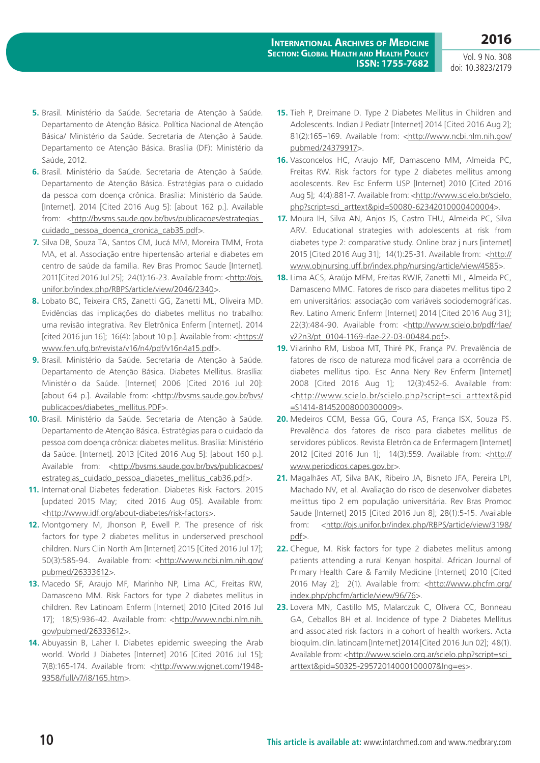5. Brasil. Ministério da Saúde. Secretaria de Atenção à Saúde. Departamento de Atenção Básica. Política Nacional de Atenção Básica/ Ministério da Saúde. Secretaria de Atenção à Saúde. Departamento de Atenção Básica. Brasília (DF): Ministério da Saúde, 2012.

6. Brasil. Ministério da Saúde. Secretaria de Atenção à Saúde. Departamento de Atenção Básica. Estratégias para o cuidado da pessoa com doença crônica. Brasília: Ministério da Saúde. [Internet]. 2014 [Cited 2016 Aug 5]: [about 162 p.]. Available from: <http://bvsms.saude.gov.br/bvs/publicacoes/estrategias_cuidado_pessoa_doenca_cronica_cab35.pdf>.

7. Silva DB, Souza TA, Santos CM, Jucá MM, Moreira TMM, Frota MA, et al. Associação entre hipertensão arterial e diabetes em centro de saúde da família. Rev Bras Promoc Saude [Internet]. 2011[Cited 2016 Jul 25]; 24(1):16-23. Available from: <http://ojs.unifor.br/index.php/RBPS/article/view/2046/2340>.

8. Lobato BC, Teixeira CRS, Zanetti GG, Zanetti ML, Oliveira MD. Evidências das implicações do diabetes mellitus no trabalho: uma revisão integrativa. Rev Eletrônica Enferm [Internet]. 2014 [cited 2016 jun 16]; 16(4): [about 10 p.]. Available from: <https://www.fen.ufg.br/revista/v16/n4/pdf/v16n4a15.pdf>.

9. Brasil. Ministério da Saúde. Secretaria de Atenção à Saúde. Departamento de Atenção Básica. Diabetes Mellitus. Brasília: Ministério da Saúde. [Internet] 2006 [Cited 2016 Jul 20]: [about 64 p.]. Available from: <http://bvsms.saude.gov.br/bvs/publicacoes/diabetes_mellitus.PDF>.

10. Brasil. Ministério da Saúde. Secretaria de Atenção à Saúde. Departamento de Atenção Básica. Estratégias para o cuidado da pessoa com doença crônica: diabetes mellitus. Brasília: Ministério da Saúde. [Internet]. 2013 [Cited 2016 Aug 5]: [about 160 p.]. Available from: <http://bvsms.saude.gov.br/bvs/publicacoes/estrategias_cuidado_pessoa_diabetes_mellitus_cab36.pdf>.

11. International Diabetes federation. Diabetes Risk Factors. 2015 [updated 2015 May; cited 2016 Aug 05]. Available from: <http://www.idf.org/about-diabetes/risk-factors>.

12. Montgomery M, Jhonson P, Ewell P. The presence of risk factors for type 2 diabetes mellitus in underserved preschool children. Nurs Clin North Am [Internet] 2015 [Cited 2016 Jul 17]; 50(3):585-94. Available from: <http://www.ncbi.nlm.nih.gov/pubmed/26333612>.

13. Macedo SF, Araujo MF, Marinho NP, Lima AC, Freitas RW, Damasceno MM. Risk Factors for type 2 diabetes mellitus in children. Rev Latinoam Enferm [Internet] 2010 [Cited 2016 Jul 17]; 18(5):936-42. Available from: <http://www.ncbi.nlm.nih.gov/pubmed/26333612>.

14. Abuyassin B, Laher I. Diabetes epidemic sweeping the Arab world. World J Diabetes [Internet] 2016 [Cited 2016 Jul 15]; 7(8):165-174. Available from: <http://www.wjgnet.com/1948-9358/full/v7/i8/165.htm>.

15. Tieh P, Dreimane D. Type 2 Diabetes Mellitus in Children and Adolescents. Indian J Pediatr [Internet] 2014 [Cited 2016 Aug 2]; 81(2):165–169. Available from: <http://www.ncbi.nlm.nih.gov/pubmed/24379917>.

16. Vasconcelos HC, Araujo MF, Damasceno MM, Almeida PC, Freitas RW. Risk factors for type 2 diabetes mellitus among adolescents. Rev Esc Enferm USP [Internet] 2010 [Cited 2016 Aug 5]; 4(4):881-7. Available from: <http://www.scielo.br/scielo.php?script=sci_arttext&pid=S0080-62342010000400004>.

17. Moura IH, Silva AN, Anjos JS, Castro THU, Almeida PC, Silva ARV. Educational strategies with adolescents at risk from diabetes type 2: comparative study. Online braz j nurs [internet] 2015 [Cited 2016 Aug 31]; 14(1):25-31. Available from: <http://www.objnursing.uff.br/index.php/nursing/article/view/4585>.

18. Lima ACS, Araújo MFM, Freitas RWJF, Zanetti ML, Almeida PC, Damasceno MMC. Fatores de risco para diabetes mellitus tipo 2 em universitários: associação com variáveis sociodemográficas. Rev. Latino Americ Enferm [Internet] 2014 [Cited 2016 Aug 31]; 22(3):484-90. Available from: <http://www.scielo.br/pdf/rlae/v22n3/pt_0104-1169-rlae-22-03-00484.pdf>.

19. Vilarinho RM, Lisboa MT, Thiré PK, França PV. Prevalência de fatores de risco de natureza modificável para a ocorrência de diabetes mellitus tipo. Esc Anna Nery Rev Enferm [Internet] 2008 [Cited 2016 Aug 1]; 12(3):452-6. Available from: <http://www.scielo.br/scielo.php?script=sci_arttext&pid=S1414-81452008000300009>.

20. Medeiros CCM, Bessa GG, Coura AS, França ISX, Souza FS. Prevalência dos fatores de risco para diabetes mellitus de servidores públicos. Revista Eletrônica de Enfermagem [Internet] 2012 [Cited 2016 Jun 1]; 14(3):559. Available from: <http://www.periodicos.capes.gov.br>.

21. Magalhães AT, Silva BAK, Ribeiro JA, Bisneto JFA, Pereira LPI, Machado NV, et al. Avaliação do risco de desenvolver diabetes melittus tipo 2 em população universitária. Rev Bras Promoc Saude [Internet] 2015 [Cited 2016 Jun 8]; 28(1):5-15. Available from: <http://ojs.unifor.br/index.php/RBPS/article/view/3198/pdf>.

22. Chegue, M. Risk factors for type 2 diabetes mellitus among patients attending a rural Kenyan hospital. African Journal of Primary Health Care & Family Medicine [Internet] 2010 [Cited 2016 May 2]; 2(1). Available from: <http://www.phcfm.org/index.php/phcfm/article/view/96/76>.

23. Lovera MN, Castillo MS, Malarczuk C, Olivera CC, Bonneau GA, Ceballos BH et al. Incidence of type 2 Diabetes Mellitus and associated risk factors in a cohort of health workers. Acta bioquím. clín. latinoam [Internet] 2014 [Cited 2016 Jun 02]; 48(1). Available from: <http://www.scielo.org.ar/scielo.php?script=sci_arttext&pid=S0325-29572014000100007&lng=es>.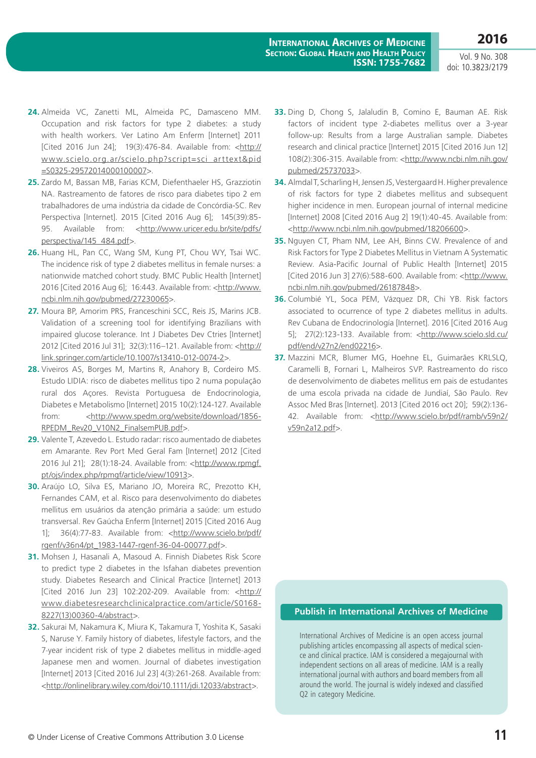24. Almeida VC, Zanetti ML, Almeida PC, Damasceno MM. Occupation and risk factors for type 2 diabetes: a study with health workers. Ver Latino Am Enferm [Internet] 2011 [Cited 2016 Jun 24]; 19(3):476-84. Available from: <http://www.scielo.org.ar/scielo.php?script=sci_arttext&pid=S0325-29572014000100007>.

25. Zardo M, Bassan MB, Farias KCM, Diefenthaeler HS, Grazziotin NA. Rastreamento de fatores de risco para diabetes tipo 2 em trabalhadores de uma indústria da cidade de Concórdia-SC. Rev Perspectiva [Internet]. 2015 [Cited 2016 Aug 6]; 145(39):85-95. Available from: <http://www.uricer.edu.br/site/pdfs/perspectiva/145_484.pdf>.

26. Huang HL, Pan CC, Wang SM, Kung PT, Chou WY, Tsai WC. The incidence risk of type 2 diabetes mellitus in female nurses: a nationwide matched cohort study. BMC Public Health [Internet] 2016 [Cited 2016 Aug 6]; 16:443. Available from: <http://www.ncbi.nlm.nih.gov/pubmed/27230065>.

27. Moura BP, Amorim PRS, Franceschini SCC, Reis JS, Marins JCB. Validation of a screening tool for identifying Brazilians with impaired glucose tolerance. Int J Diabetes Dev Ctries [Internet] 2012 [Cited 2016 Jul 31]; 32(3):116–121. Available from: <http://link.springer.com/article/10.1007/s13410-012-0074-2>.

28. Viveiros AS, Borges M, Martins R, Anahory B, Cordeiro MS. Estudo LIDIA: risco de diabetes mellitus tipo 2 numa população rural dos Açores. Revista Portuguesa de Endocrinologia, Diabetes e Metabolismo [Internet] 2015 10(2):124-127. Available from: <http://www.spedm.org/website/download/1856-RPEDM_Rev20_V10N2_FinalsemPUB.pdf>.

29. Valente T, Azevedo L. Estudo radar: risco aumentado de diabetes em Amarante. Rev Port Med Geral Fam [Internet] 2012 [Cited 2016 Jul 21]; 28(1):18-24. Available from: <http://www.rpmgf.pt/ojs/index.php/rpmgf/article/view/10913>.

30. Araújo LO, Silva ES, Mariano JO, Moreira RC, Prezotto KH, Fernandes CAM, et al. Risco para desenvolvimento do diabetes mellitus em usuários da atenção primária a saúde: um estudo transversal. Rev Gaúcha Enferm [Internet] 2015 [Cited 2016 Aug 1]; 36(4):77-83. Available from: <http://www.scielo.br/pdf/rgenf/v36n4/pt_1983-1447-rgenf-36-04-00077.pdf>.

31. Mohsen J, Hasanali A, Masoud A. Finnish Diabetes Risk Score to predict type 2 diabetes in the Isfahan diabetes prevention study. Diabetes Research and Clinical Practice [Internet] 2013 [Cited 2016 Jun 23] 102:202-209. Available from: <http://www.diabetesresearchclinicalpractice.com/article/S0168-8227(13)00360-4/abstract>.

32. Sakurai M, Nakamura K, Miura K, Takamura T, Yoshita K, Sasaki S, Naruse Y. Family history of diabetes, lifestyle factors, and the 7-year incident risk of type 2 diabetes mellitus in middle-aged Japanese men and women. Journal of diabetes investigation [Internet] 2013 [Cited 2016 Jul 23] 4(3):261-268. Available from: <http://onlinelibrary.wiley.com/doi/10.1111/jdi.12033/abstract>.

33. Ding D, Chong S, Jalaludin B, Comino E, Bauman AE. Risk factors of incident type 2-diabetes mellitus over a 3-year follow-up: Results from a large Australian sample. Diabetes research and clinical practice [Internet] 2015 [Cited 2016 Jun 12] 108(2):306-315. Available from: <http://www.ncbi.nlm.nih.gov/pubmed/25737033>.

34. Almdal T, Scharling H, Jensen JS, Vestergaard H. Higher prevalence of risk factors for type 2 diabetes mellitus and subsequent higher incidence in men. European journal of internal medicine [Internet] 2008 [Cited 2016 Aug 2] 19(1):40-45. Available from: <http://www.ncbi.nlm.nih.gov/pubmed/18206600>.

35. Nguyen CT, Pham NM, Lee AH, Binns CW. Prevalence of and Risk Factors for Type 2 Diabetes Mellitus in Vietnam A Systematic Review. Asia-Pacific Journal of Public Health [Internet] 2015 [Cited 2016 Jun 3] 27(6):588-600. Available from: <http://www.ncbi.nlm.nih.gov/pubmed/26187848>.

36. Columbié YL, Soca PEM, Vázquez DR, Chi YB. Risk factors associated to ocurrence of type 2 diabetes mellitus in adults. Rev Cubana de Endocrinología [Internet]. 2016 [Cited 2016 Aug 5]; 27(2):123-133. Available from: <http://www.scielo.sld.cu/pdf/end/v27n2/end02216>.

37. Mazzini MCR, Blumer MG, Hoehne EL, Guimarães KRLSLQ, Caramelli B, Fornari L, Malheiros SVP. Rastreamento do risco de desenvolvimento de diabetes mellitus em pais de estudantes de uma escola privada na cidade de Jundiaí, São Paulo. Rev Assoc Med Bras [Internet]. 2013 [Cited 2016 oct 20]; 59(2):136-42. Available from: <http://www.scielo.br/pdf/ramb/v59n2/v59n2a12.pdf>.

**Publish in International Archives of Medicine**

International Archives of Medicine is an open access journal publishing articles encompassing all aspects of medical science and clinical practice. IAM is considered a megajournal with independent sections on all areas of medicine. IAM is a really international journal with authors and board members from all around the world. The journal is widely indexed and classified Q2 in category Medicine.